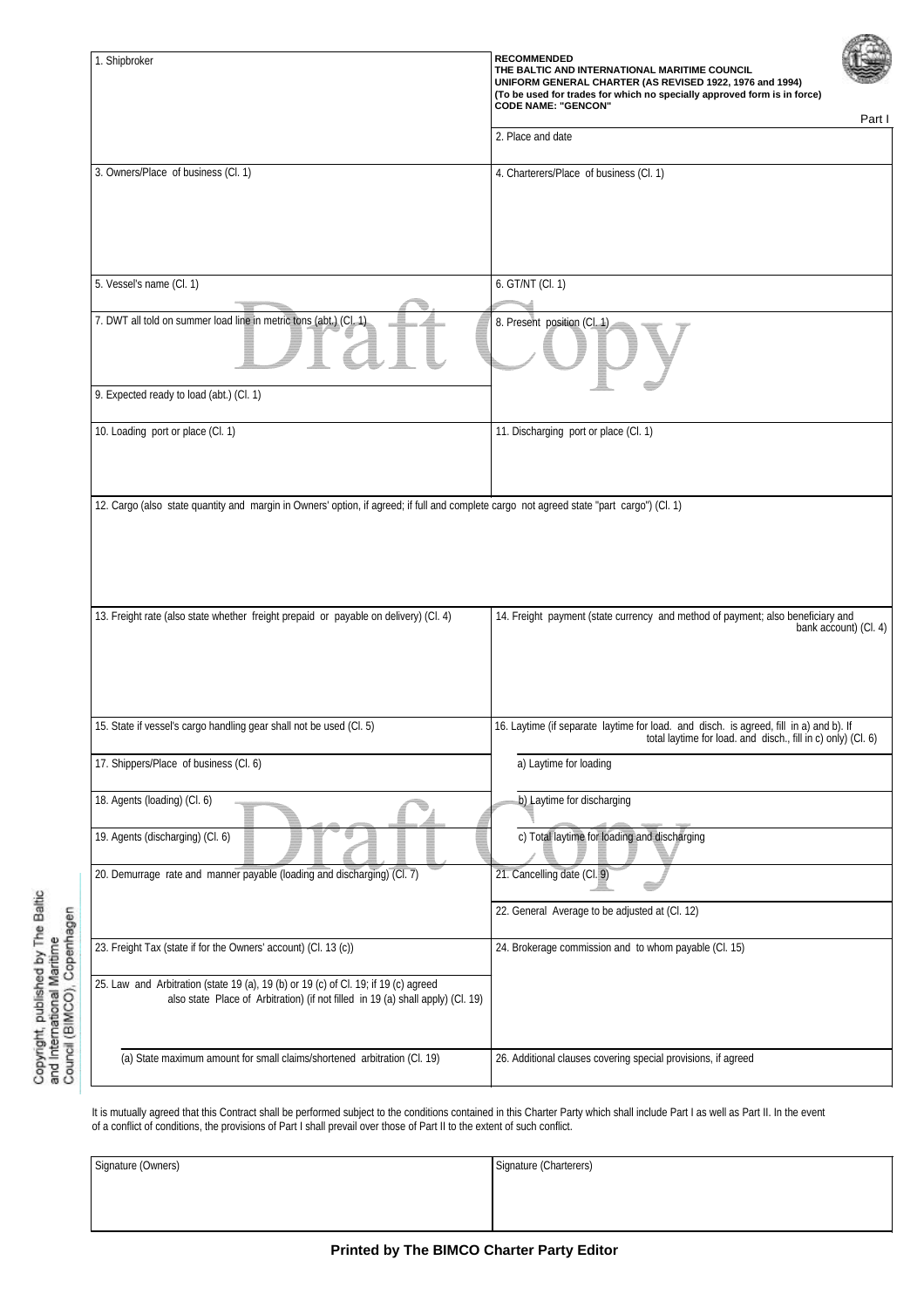| 1. Shipbroker | RECOMMENDED<br>THE BALTIC AND INTERNATIONAL MARITIME COUNCIL<br>UNIFORM GENERAL CHARTER (AS REVISED 1922, 1976 and 1994)<br>(To be used for trades for which no specially approved form is in force)<br>CODE NAME: "GENCON"<br>Part I |
|---|---|
| | 2. Place and date |
| 3. Owners/Place of business (Cl. 1) | 4. Charterers/Place of business (Cl. 1) |
| 5. Vessel's name (Cl. 1) | 6. GT/NT (Cl. 1) |
| 7. DWT all told on summer load line in metric tons (abt.) (Cl. 1) | 8. Present position (Cl. 1) |
| 9. Expected ready to load (abt.) (Cl. 1) | |
| 10. Loading port or place (Cl. 1) | 11. Discharging port or place (Cl. 1) |
| 12. Cargo (also state quantity and margin in Owners' option, if agreed; if full and complete cargo not agreed state "part cargo") (Cl. 1) | |
| 13. Freight rate (also state whether freight prepaid or payable on delivery) (Cl. 4) | 14. Freight payment (state currency and method of payment; also beneficiary and bank account) (Cl. 4) |
| 15. State if vessel's cargo handling gear shall not be used (Cl. 5) | 16. Laytime (if separate laytime for load. and disch. is agreed, fill in a) and b). If total laytime for load. and disch., fill in c) only) (Cl. 6) |
| 17. Shippers/Place of business (Cl. 6) | a) Laytime for loading |
| 18. Agents (loading) (Cl. 6) | b) Laytime for discharging |
| 19. Agents (discharging) (Cl. 6) | c) Total laytime for loading and discharging |
| 20. Demurrage rate and manner payable (loading and discharging) (Cl. 7) | 21. Cancelling date (Cl. 9) |
| | 22. General Average to be adjusted at (Cl. 12) |
| 23. Freight Tax (state if for the Owners' account) (Cl. 13 (c)) | 24. Brokerage commission and to whom payable (Cl. 15) |
| 25. Law and Arbitration (state 19 (a), 19 (b) or 19 (c) of Cl. 19; if 19 (c) agreed also state Place of Arbitration) (if not filled in 19 (a) shall apply) (Cl. 19) | |
| (a) State maximum amount for small claims/shortened arbitration (Cl. 19) | 26. Additional clauses covering special provisions, if agreed |

It is mutually agreed that this Contract shall be performed subject to the conditions contained in this Charter Party which shall include Part I as well as Part II. In the event of a conflict of conditions, the provisions of Part I shall prevail over those of Part II to the extent of such conflict.

| Signature (Owners) | Signature (Charterers) |
|---|---|
| | |

**Printed by The BIMCO Charter Party Editor**

Copyright, published by The Baltic and International Maritime Council (BIMCO), Copenhagen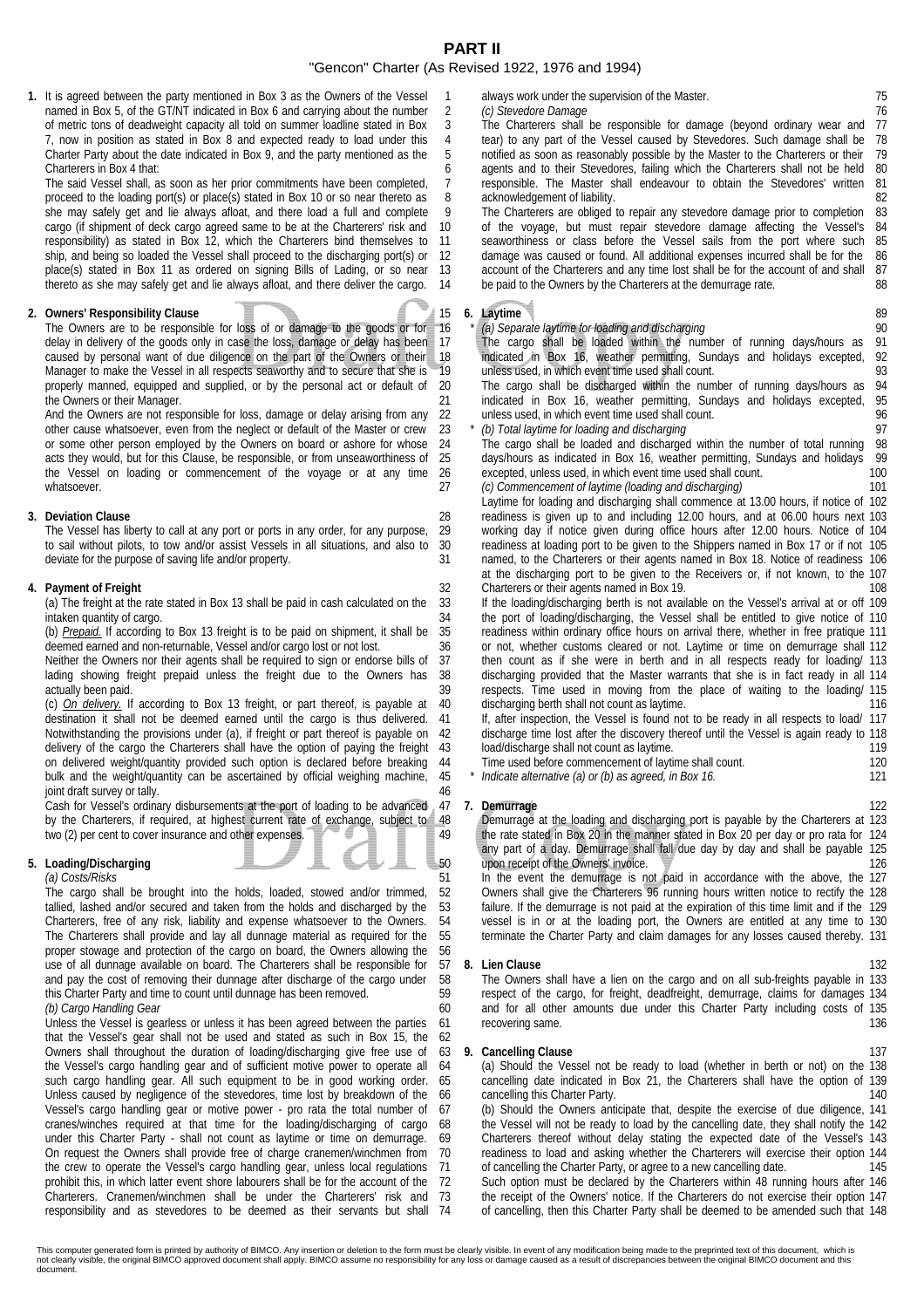# PART II

"Gencon" Charter (As Revised 1922, 1976 and 1994)

**1.** It is agreed between the party mentioned in Box 3 as the Owners of the Vessel named in Box 5, of the GT/NT indicated in Box 6 and carrying about the number of metric tons of deadweight capacity all told on summer loadline stated in Box 7, now in position as stated in Box 8 and expected ready to load under this Charter Party about the date indicated in Box 9, and the party mentioned as the Charterers in Box 4 that:

The said Vessel shall, as soon as her prior commitments have been completed, proceed to the loading port(s) or place(s) stated in Box 10 or so near thereto as she may safely get and lie always afloat, and there load a full and complete cargo (if shipment of deck cargo agreed same to be at the Charterers' risk and responsibility) as stated in Box 12, which the Charterers bind themselves to ship, and being so loaded the Vessel shall proceed to the discharging port(s) or place(s) stated in Box 11 as ordered on signing Bills of Lading, or so near thereto as she may safely get and lie always afloat, and there deliver the cargo.

**2. Owners' Responsibility Clause**

The Owners are to be responsible for loss of or damage to the goods or for delay in delivery of the goods only in case the loss, damage or delay has been caused by personal want of due diligence on the part of the Owners or their Manager to make the Vessel in all respects seaworthy and to secure that she is properly manned, equipped and supplied, or by the personal act or default of the Owners or their Manager.

And the Owners are not responsible for loss, damage or delay arising from any other cause whatsoever, even from the neglect or default of the Master or crew or some other person employed by the Owners on board or ashore for whose acts they would, but for this Clause, be responsible, or from unseaworthiness of the Vessel on loading or commencement of the voyage or at any time whatsoever.

**3. Deviation Clause**

The Vessel has liberty to call at any port or ports in any order, for any purpose, to sail without pilots, to tow and/or assist Vessels in all situations, and also to deviate for the purpose of saving life and/or property.

**4. Payment of Freight**

(a) The freight at the rate stated in Box 13 shall be paid in cash calculated on the intaken quantity of cargo.

(b) _Prepaid._ If according to Box 13 freight is to be paid on shipment, it shall be deemed earned and non-returnable, Vessel and/or cargo lost or not lost.

Neither the Owners nor their agents shall be required to sign or endorse bills of lading showing freight prepaid unless the freight due to the Owners has actually been paid.

(c) _On delivery._ If according to Box 13 freight, or part thereof, is payable at destination it shall not be deemed earned until the cargo is thus delivered. Notwithstanding the provisions under (a), if freight or part thereof is payable on delivery of the cargo the Charterers shall have the option of paying the freight on delivered weight/quantity provided such option is declared before breaking bulk and the weight/quantity can be ascertained by official weighing machine, joint draft survey or tally.

Cash for Vessel's ordinary disbursements at the port of loading to be advanced by the Charterers, if required, at highest current rate of exchange, subject to two (2) per cent to cover insurance and other expenses.

**5. Loading/Discharging**

*(a) Costs/Risks*

The cargo shall be brought into the holds, loaded, stowed and/or trimmed, tallied, lashed and/or secured and taken from the holds and discharged by the Charterers, free of any risk, liability and expense whatsoever to the Owners. The Charterers shall provide and lay all dunnage material as required for the proper stowage and protection of the cargo on board, the Owners allowing the use of all dunnage available on board. The Charterers shall be responsible for and pay the cost of removing their dunnage after discharge of the cargo under this Charter Party and time to count until dunnage has been removed.

*(b) Cargo Handling Gear*

Unless the Vessel is gearless or unless it has been agreed between the parties that the Vessel's gear shall not be used and stated as such in Box 15, the Owners shall throughout the duration of loading/discharging give free use of the Vessel's cargo handling gear and of sufficient motive power to operate all such cargo handling gear. All such equipment to be in good working order. Unless caused by negligence of the stevedores, time lost by breakdown of the Vessel's cargo handling gear or motive power - pro rata the total number of cranes/winches required at that time for the loading/discharging of cargo under this Charter Party - shall not count as laytime or time on demurrage. On request the Owners shall provide free of charge cranemen/winchmen from the crew to operate the Vessel's cargo handling gear, unless local regulations prohibit this, in which latter event shore labourers shall be for the account of the Charterers. Cranemen/winchmen shall be under the Charterers' risk and responsibility and as stevedores to be deemed as their servants but shall always work under the supervision of the Master.

*(c) Stevedore Damage*

The Charterers shall be responsible for damage (beyond ordinary wear and tear) to any part of the Vessel caused by Stevedores. Such damage shall be notified as soon as reasonably possible by the Master to the Charterers or their agents and to their Stevedores, failing which the Charterers shall not be held responsible. The Master shall endeavour to obtain the Stevedores' written acknowledgement of liability.

The Charterers are obliged to repair any stevedore damage prior to completion of the voyage, but must repair stevedore damage affecting the Vessel's seaworthiness or class before the Vessel sails from the port where such damage was caused or found. All additional expenses incurred shall be for the account of the Charterers and any time lost shall be for the account of and shall be paid to the Owners by the Charterers at the demurrage rate.

**6. Laytime**

\* *(a) Separate laytime for loading and discharging*

The cargo shall be loaded within the number of running days/hours as indicated in Box 16, weather permitting, Sundays and holidays excepted, unless used, in which event time used shall count.

The cargo shall be discharged within the number of running days/hours as indicated in Box 16, weather permitting, Sundays and holidays excepted, unless used, in which event time used shall count.

\* *(b) Total laytime for loading and discharging*

The cargo shall be loaded and discharged within the number of total running days/hours as indicated in Box 16, weather permitting, Sundays and holidays excepted, unless used, in which event time used shall count.

*(c) Commencement of laytime (loading and discharging)*

Laytime for loading and discharging shall commence at 13.00 hours, if notice of readiness is given up to and including 12.00 hours, and at 06.00 hours next working day if notice given during office hours after 12.00 hours. Notice of readiness at loading port to be given to the Shippers named in Box 17 or if not named, to the Charterers or their agents named in Box 18. Notice of readiness at the discharging port to be given to the Receivers or, if not known, to the Charterers or their agents named in Box 19.

If the loading/discharging berth is not available on the Vessel's arrival at or off the port of loading/discharging, the Vessel shall be entitled to give notice of readiness within ordinary office hours on arrival there, whether in free pratique or not, whether customs cleared or not. Laytime or time on demurrage shall then count as if she were in berth and in all respects ready for loading/ discharging provided that the Master warrants that she is in fact ready in all respects. Time used in moving from the place of waiting to the loading/ discharging berth shall not count as laytime.

If, after inspection, the Vessel is found not to be ready in all respects to load/ discharge time lost after the discovery thereof until the Vessel is again ready to load/discharge shall not count as laytime.

Time used before commencement of laytime shall count.

\* *Indicate alternative (a) or (b) as agreed, in Box 16.*

**7. Demurrage**

Demurrage at the loading and discharging port is payable by the Charterers at the rate stated in Box 20 in the manner stated in Box 20 per day or pro rata for any part of a day. Demurrage shall fall due day by day and shall be payable upon receipt of the Owners' invoice.

In the event the demurrage is not paid in accordance with the above, the Owners shall give the Charterers 96 running hours written notice to rectify the failure. If the demurrage is not paid at the expiration of this time limit and if the vessel is in or at the loading port, the Owners are entitled at any time to terminate the Charter Party and claim damages for any losses caused thereby.

**8. Lien Clause**

The Owners shall have a lien on the cargo and on all sub-freights payable in respect of the cargo, for freight, deadfreight, demurrage, claims for damages and for all other amounts due under this Charter Party including costs of recovering same.

**9. Cancelling Clause**

(a) Should the Vessel not be ready to load (whether in berth or not) on the cancelling date indicated in Box 21, the Charterers shall have the option of cancelling this Charter Party.

(b) Should the Owners anticipate that, despite the exercise of due diligence, the Vessel will not be ready to load by the cancelling date, they shall notify the Charterers thereof without delay stating the expected date of the Vessel's readiness to load and asking whether the Charterers will exercise their option of cancelling the Charter Party, or agree to a new cancelling date.

Such option must be declared by the Charterers within 48 running hours after the receipt of the Owners' notice. If the Charterers do not exercise their option of cancelling, then this Charter Party shall be deemed to be amended such that

This computer generated form is printed by authority of BIMCO. Any insertion or deletion to the form must be clearly visible. In event of any modification being made to the preprinted text of this document, which is not clearly visible, the original BIMCO approved document shall apply. BIMCO assume no responsibility for any loss or damage caused as a result of discrepancies between the original BIMCO document and this document.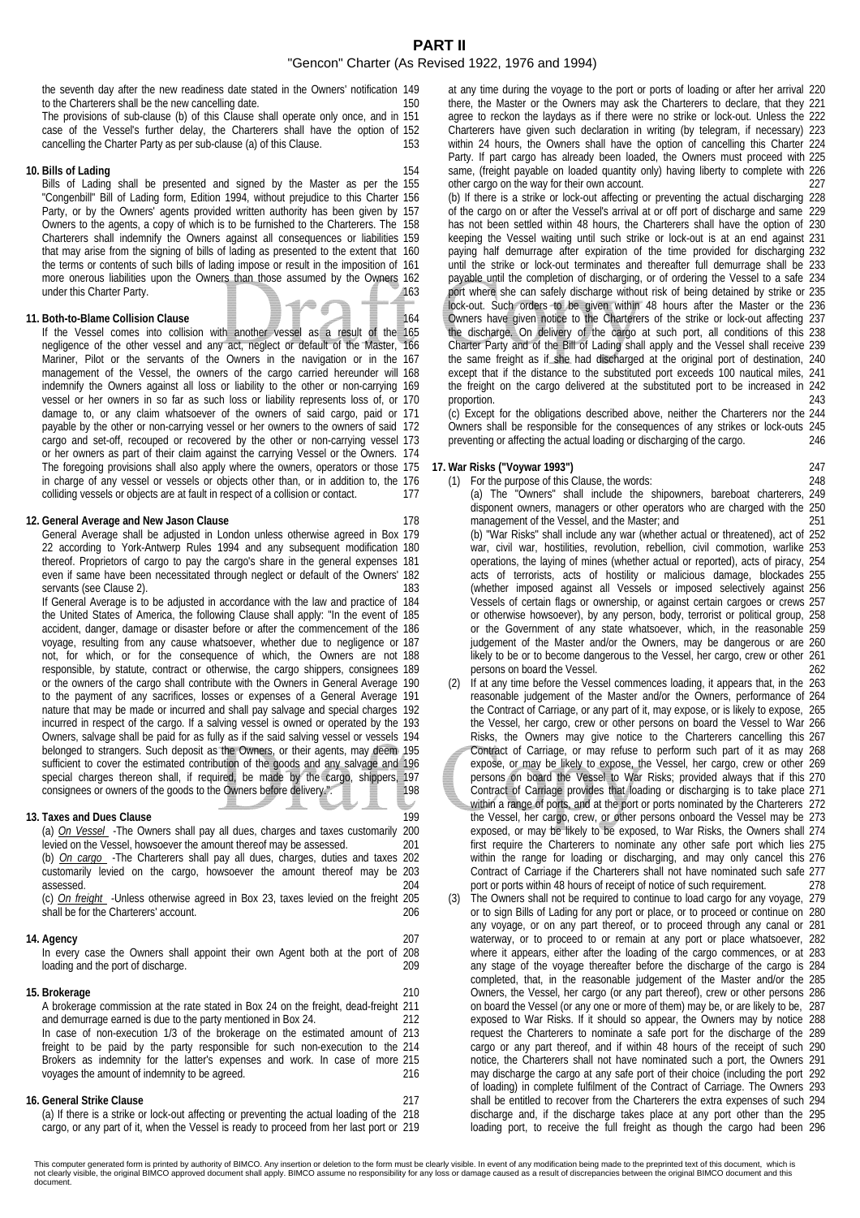# PART II

## "Gencon" Charter (As Revised 1922, 1976 and 1994)

the seventh day after the new readiness date stated in the Owners' notification to the Charterers shall be the new cancelling date.

The provisions of sub-clause (b) of this Clause shall operate only once, and in case of the Vessel's further delay, the Charterers shall have the option of cancelling the Charter Party as per sub-clause (a) of this Clause.

**10. Bills of Lading**

Bills of Lading shall be presented and signed by the Master as per the "Congenbill" Bill of Lading form, Edition 1994, without prejudice to this Charter Party, or by the Owners' agents provided written authority has been given by Owners to the agents, a copy of which is to be furnished to the Charterers. The Charterers shall indemnify the Owners against all consequences or liabilities that may arise from the signing of bills of lading as presented to the extent that the terms or contents of such bills of lading impose or result in the imposition of more onerous liabilities upon the Owners than those assumed by the Owners under this Charter Party.

**11. Both-to-Blame Collision Clause**

If the Vessel comes into collision with another vessel as a result of the negligence of the other vessel and any act, neglect or default of the Master, Mariner, Pilot or the servants of the Owners in the navigation or in the management of the Vessel, the owners of the cargo carried hereunder will indemnify the Owners against all loss or liability to the other or non-carrying vessel or her owners in so far as such loss or liability represents loss of, or damage to, or any claim whatsoever of the owners of said cargo, paid or payable by the other or non-carrying vessel or her owners to the owners of said cargo and set-off, recouped or recovered by the other or non-carrying vessel or her owners as part of their claim against the carrying Vessel or the Owners. The foregoing provisions shall also apply where the owners, operators or those in charge of any vessel or vessels or objects other than, or in addition to, the colliding vessels or objects are at fault in respect of a collision or contact.

**12. General Average and New Jason Clause**

General Average shall be adjusted in London unless otherwise agreed in Box 22 according to York-Antwerp Rules 1994 and any subsequent modification thereof. Proprietors of cargo to pay the cargo's share in the general expenses even if same have been necessitated through neglect or default of the Owners' servants (see Clause 2).

If General Average is to be adjusted in accordance with the law and practice of the United States of America, the following Clause shall apply: "In the event of accident, danger, damage or disaster before or after the commencement of the voyage, resulting from any cause whatsoever, whether due to negligence or not, for which, or for the consequence of which, the Owners are not responsible, by statute, contract or otherwise, the cargo shippers, consignees or the owners of the cargo shall contribute with the Owners in General Average to the payment of any sacrifices, losses or expenses of a General Average nature that may be made or incurred and shall pay salvage and special charges incurred in respect of the cargo. If a salving vessel is owned or operated by the Owners, salvage shall be paid for as fully as if the said salving vessel or vessels belonged to strangers. Such deposit as the Owners, or their agents, may deem sufficient to cover the estimated contribution of the goods and any salvage and special charges thereon shall, if required, be made by the cargo, shippers, consignees or owners of the goods to the Owners before delivery.".

**13. Taxes and Dues Clause**

(a) _On Vessel_ -The Owners shall pay all dues, charges and taxes customarily levied on the Vessel, howsoever the amount thereof may be assessed.

(b) _On cargo_ -The Charterers shall pay all dues, charges, duties and taxes customarily levied on the cargo, howsoever the amount thereof may be assessed.

(c) _On freight_ -Unless otherwise agreed in Box 23, taxes levied on the freight shall be for the Charterers' account.

**14. Agency**

In every case the Owners shall appoint their own Agent both at the port of loading and the port of discharge.

**15. Brokerage**

A brokerage commission at the rate stated in Box 24 on the freight, dead-freight and demurrage earned is due to the party mentioned in Box 24.

In case of non-execution 1/3 of the brokerage on the estimated amount of freight to be paid by the party responsible for such non-execution to the Brokers as indemnity for the latter's expenses and work. In case of more voyages the amount of indemnity to be agreed.

**16. General Strike Clause**

(a) If there is a strike or lock-out affecting or preventing the actual loading of the cargo, or any part of it, when the Vessel is ready to proceed from her last port or at any time during the voyage to the port or ports of loading or after her arrival there, the Master or the Owners may ask the Charterers to declare, that they agree to reckon the laydays as if there were no strike or lock-out. Unless the Charterers have given such declaration in writing (by telegram, if necessary) within 24 hours, the Owners shall have the option of cancelling this Charter Party. If part cargo has already been loaded, the Owners must proceed with same, (freight payable on loaded quantity only) having liberty to complete with other cargo on the way for their own account.

(b) If there is a strike or lock-out affecting or preventing the actual discharging of the cargo on or after the Vessel's arrival at or off port of discharge and same has not been settled within 48 hours, the Charterers shall have the option of keeping the Vessel waiting until such strike or lock-out is at an end against paying half demurrage after expiration of the time provided for discharging until the strike or lock-out terminates and thereafter full demurrage shall be payable until the completion of discharging, or of ordering the Vessel to a safe port where she can safely discharge without risk of being detained by strike or lock-out. Such orders to be given within 48 hours after the Master or the Owners have given notice to the Charterers of the strike or lock-out affecting the discharge. On delivery of the cargo at such port, all conditions of this Charter Party and of the Bill of Lading shall apply and the Vessel shall receive the same freight as if she had discharged at the original port of destination, except that if the distance to the substituted port exceeds 100 nautical miles, the freight on the cargo delivered at the substituted port to be increased in proportion.

(c) Except for the obligations described above, neither the Charterers nor the Owners shall be responsible for the consequences of any strikes or lock-outs preventing or affecting the actual loading or discharging of the cargo.

**17. War Risks ("Voywar 1993")**

(1) For the purpose of this Clause, the words:

(a) The "Owners" shall include the shipowners, bareboat charterers, disponent owners, managers or other operators who are charged with the management of the Vessel, and the Master; and

(b) "War Risks" shall include any war (whether actual or threatened), act of war, civil war, hostilities, revolution, rebellion, civil commotion, warlike operations, the laying of mines (whether actual or reported), acts of piracy, acts of terrorists, acts of hostility or malicious damage, blockades (whether imposed against all Vessels or imposed selectively against Vessels of certain flags or ownership, or against certain cargoes or crews or otherwise howsoever), by any person, body, terrorist or political group, or the Government of any state whatsoever, which, in the reasonable judgement of the Master and/or the Owners, may be dangerous or are likely to be or to become dangerous to the Vessel, her cargo, crew or other persons on board the Vessel.

(2) If at any time before the Vessel commences loading, it appears that, in the reasonable judgement of the Master and/or the Owners, performance of the Contract of Carriage, or any part of it, may expose, or is likely to expose, the Vessel, her cargo, crew or other persons on board the Vessel to War Risks, the Owners may give notice to the Charterers cancelling this Contract of Carriage, or may refuse to perform such part of it as may expose, or may be likely to expose, the Vessel, her cargo, crew or other persons on board the Vessel to War Risks; provided always that if this Contract of Carriage provides that loading or discharging is to take place within a range of ports, and at the port or ports nominated by the Charterers the Vessel, her cargo, crew, or other persons onboard the Vessel may be exposed, or may be likely to be exposed, to War Risks, the Owners shall first require the Charterers to nominate any other safe port which lies within the range for loading or discharging, and may only cancel this Contract of Carriage if the Charterers shall not have nominated such safe port or ports within 48 hours of receipt of notice of such requirement.

(3) The Owners shall not be required to continue to load cargo for any voyage, or to sign Bills of Lading for any port or place, or to proceed or continue on any voyage, or on any part thereof, or to proceed through any canal or waterway, or to proceed to or remain at any port or place whatsoever, where it appears, either after the loading of the cargo commences, or at any stage of the voyage thereafter before the discharge of the cargo is completed, that, in the reasonable judgement of the Master and/or the Owners, the Vessel, her cargo (or any part thereof), crew or other persons on board the Vessel (or any one or more of them) may be, or are likely to be, exposed to War Risks. If it should so appear, the Owners may by notice request the Charterers to nominate a safe port for the discharge of the cargo or any part thereof, and if within 48 hours of the receipt of such notice, the Charterers shall not have nominated such a port, the Owners may discharge the cargo at any safe port of their choice (including the port of loading) in complete fulfilment of the Contract of Carriage. The Owners shall be entitled to recover from the Charterers the extra expenses of such discharge and, if the discharge takes place at any port other than the loading port, to receive the full freight as though the cargo had been

This computer generated form is printed by authority of BIMCO. Any insertion or deletion to the form must be clearly visible. In event of any modification being made to the preprinted text of this document, which is not clearly visible, the original BIMCO approved document shall apply. BIMCO assume no responsibility for any loss or damage caused as a result of discrepancies between the original BIMCO document and this document.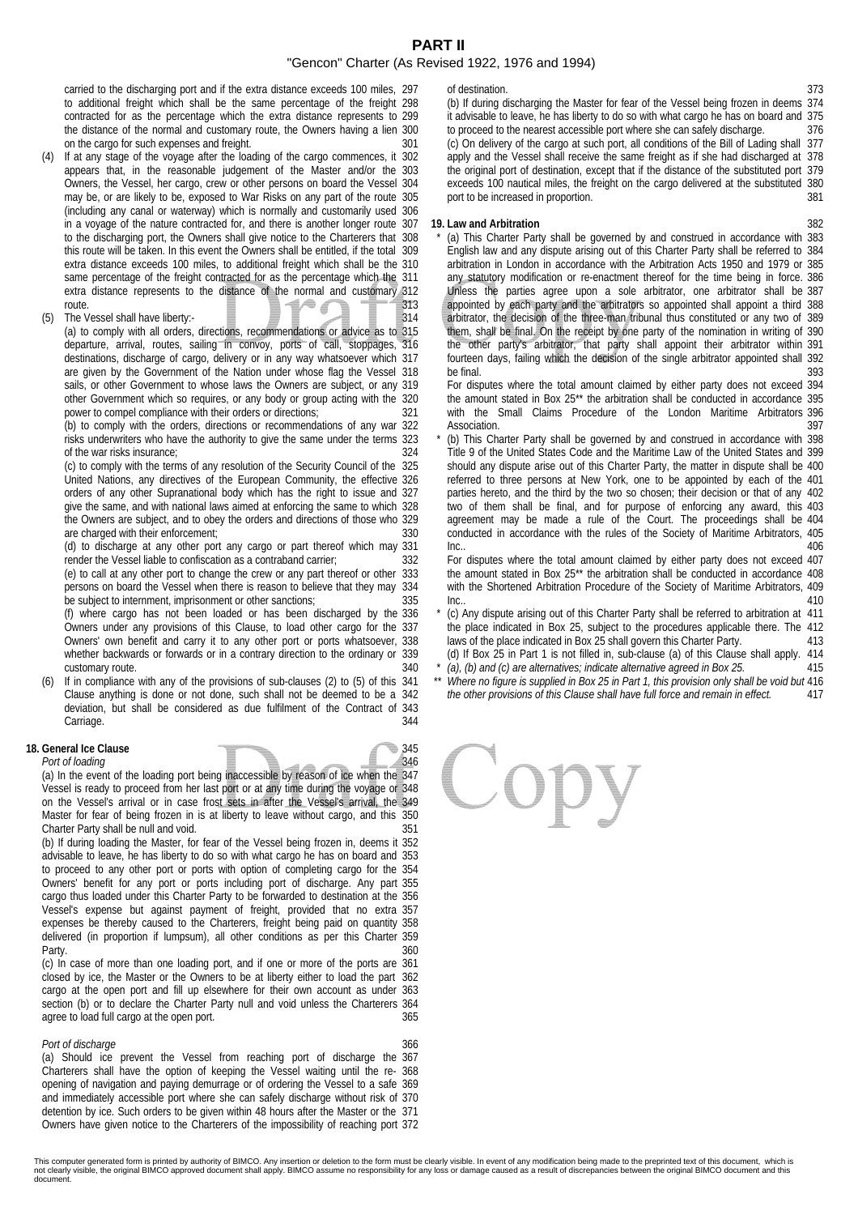# PART II

"Gencon" Charter (As Revised 1922, 1976 and 1994)

carried to the discharging port and if the extra distance exceeds 100 miles, to additional freight which shall be the same percentage of the freight contracted for as the percentage which the extra distance represents to the distance of the normal and customary route, the Owners having a lien on the cargo for such expenses and freight.

(4) If at any stage of the voyage after the loading of the cargo commences, it appears that, in the reasonable judgement of the Master and/or the Owners, the Vessel, her cargo, crew or other persons on board the Vessel may be, or are likely to be, exposed to War Risks on any part of the route (including any canal or waterway) which is normally and customarily used in a voyage of the nature contracted for, and there is another longer route to the discharging port, the Owners shall give notice to the Charterers that this route will be taken. In this event the Owners shall be entitled, if the total extra distance exceeds 100 miles, to additional freight which shall be the same percentage of the freight contracted for as the percentage which the extra distance represents to the distance of the normal and customary route.

(5) The Vessel shall have liberty:-

(a) to comply with all orders, directions, recommendations or advice as to departure, arrival, routes, sailing in convoy, ports of call, stoppages, destinations, discharge of cargo, delivery or in any way whatsoever which are given by the Government of the Nation under whose flag the Vessel sails, or other Government to whose laws the Owners are subject, or any other Government which so requires, or any body or group acting with the power to compel compliance with their orders or directions;

(b) to comply with the orders, directions or recommendations of any war risks underwriters who have the authority to give the same under the terms of the war risks insurance;

(c) to comply with the terms of any resolution of the Security Council of the United Nations, any directives of the European Community, the effective orders of any other Supranational body which has the right to issue and give the same, and with national laws aimed at enforcing the same to which the Owners are subject, and to obey the orders and directions of those who are charged with their enforcement;

(d) to discharge at any other port any cargo or part thereof which may render the Vessel liable to confiscation as a contraband carrier;

(e) to call at any other port to change the crew or any part thereof or other persons on board the Vessel when there is reason to believe that they may be subject to internment, imprisonment or other sanctions;

(f) where cargo has not been loaded or has been discharged by the Owners under any provisions of this Clause, to load other cargo for the Owners' own benefit and carry it to any other port or ports whatsoever, whether backwards or forwards or in a contrary direction to the ordinary or customary route.

(6) If in compliance with any of the provisions of sub-clauses (2) to (5) of this Clause anything is done or not done, such shall not be deemed to be a deviation, but shall be considered as due fulfilment of the Contract of Carriage.

**18. General Ice Clause**

*Port of loading*

(a) In the event of the loading port being inaccessible by reason of ice when the Vessel is ready to proceed from her last port or at any time during the voyage or on the Vessel's arrival or in case frost sets in after the Vessel's arrival, the Master for fear of being frozen in is at liberty to leave without cargo, and this Charter Party shall be null and void.

(b) If during loading the Master, for fear of the Vessel being frozen in, deems it advisable to leave, he has liberty to do so with what cargo he has on board and to proceed to any other port or ports with option of completing cargo for the Owners' benefit for any port or ports including port of discharge. Any part cargo thus loaded under this Charter Party to be forwarded to destination at the Vessel's expense but against payment of freight, provided that no extra expenses be thereby caused to the Charterers, freight being paid on quantity delivered (in proportion if lumpsum), all other conditions as per this Charter Party.

(c) In case of more than one loading port, and if one or more of the ports are closed by ice, the Master or the Owners to be at liberty either to load the part cargo at the open port and fill up elsewhere for their own account as under section (b) or to declare the Charter Party null and void unless the Charterers agree to load full cargo at the open port.

*Port of discharge*

(a) Should ice prevent the Vessel from reaching port of discharge the Charterers shall have the option of keeping the Vessel waiting until the re-opening of navigation and paying demurrage or of ordering the Vessel to a safe and immediately accessible port where she can safely discharge without risk of detention by ice. Such orders to be given within 48 hours after the Master or the Owners have given notice to the Charterers of the impossibility of reaching port of destination.

(b) If during discharging the Master for fear of the Vessel being frozen in deems it advisable to leave, he has liberty to do so with what cargo he has on board and to proceed to the nearest accessible port where she can safely discharge.

(c) On delivery of the cargo at such port, all conditions of the Bill of Lading shall apply and the Vessel shall receive the same freight as if she had discharged at the original port of destination, except that if the distance of the substituted port exceeds 100 nautical miles, the freight on the cargo delivered at the substituted port to be increased in proportion.

**19. Law and Arbitration**

\* (a) This Charter Party shall be governed by and construed in accordance with English law and any dispute arising out of this Charter Party shall be referred to arbitration in London in accordance with the Arbitration Acts 1950 and 1979 or any statutory modification or re-enactment thereof for the time being in force. Unless the parties agree upon a sole arbitrator, one arbitrator shall be appointed by each party and the arbitrators so appointed shall appoint a third arbitrator, the decision of the three-man tribunal thus constituted or any two of them, shall be final. On the receipt by one party of the nomination in writing of the other party's arbitrator, that party shall appoint their arbitrator within fourteen days, failing which the decision of the single arbitrator appointed shall be final.

For disputes where the total amount claimed by either party does not exceed the amount stated in Box 25\*\* the arbitration shall be conducted in accordance with the Small Claims Procedure of the London Maritime Arbitrators Association.

\* (b) This Charter Party shall be governed by and construed in accordance with Title 9 of the United States Code and the Maritime Law of the United States and should any dispute arise out of this Charter Party, the matter in dispute shall be referred to three persons at New York, one to be appointed by each of the parties hereto, and the third by the two so chosen; their decision or that of any two of them shall be final, and for purpose of enforcing any award, this agreement may be made a rule of the Court. The proceedings shall be conducted in accordance with the rules of the Society of Maritime Arbitrators, Inc..

For disputes where the total amount claimed by either party does not exceed the amount stated in Box 25\*\* the arbitration shall be conducted in accordance with the Shortened Arbitration Procedure of the Society of Maritime Arbitrators, Inc..

\* (c) Any dispute arising out of this Charter Party shall be referred to arbitration at the place indicated in Box 25, subject to the procedures applicable there. The laws of the place indicated in Box 25 shall govern this Charter Party.

(d) If Box 25 in Part 1 is not filled in, sub-clause (a) of this Clause shall apply.

\* *(a), (b) and (c) are alternatives; indicate alternative agreed in Box 25.*

\*\* *Where no figure is supplied in Box 25 in Part 1, this provision only shall be void but the other provisions of this Clause shall have full force and remain in effect.*

This computer generated form is printed by authority of BIMCO. Any insertion or deletion to the form must be clearly visible. In event of any modification being made to the preprinted text of this document, which is not clearly visible, the original BIMCO approved document shall apply. BIMCO assume no responsibility for any loss or damage caused as a result of discrepancies between the original BIMCO document and this document.